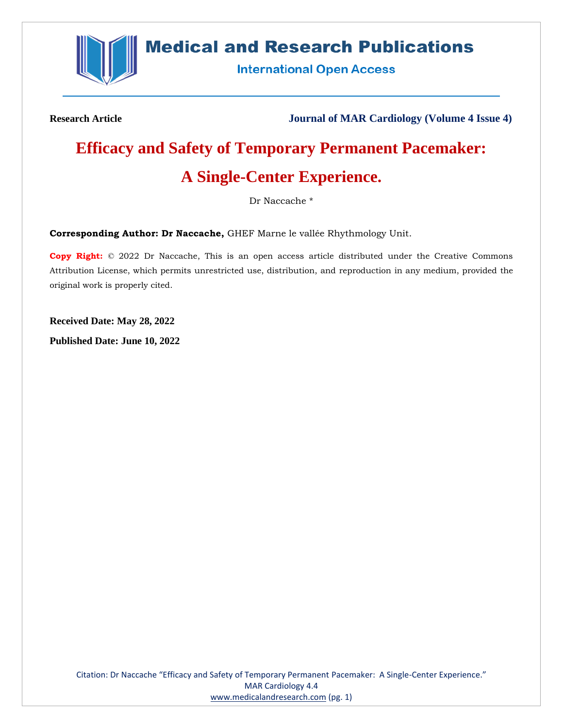**Research Article** **Journal of MAR Cardiology (Volume 4 Issue 4)**

# Efficacy and Safety of Temporary Permanent Pacemaker: A Single-Center Experience.

Dr Naccache *

**Corresponding Author: Dr Naccache,** GHEF Marne le vallée Rhythmology Unit.

**Copy Right:** © 2022 Dr Naccache, This is an open access article distributed under the Creative Commons Attribution License, which permits unrestricted use, distribution, and reproduction in any medium, provided the original work is properly cited.

**Received Date: May 28, 2022**

**Published Date: June 10, 2022**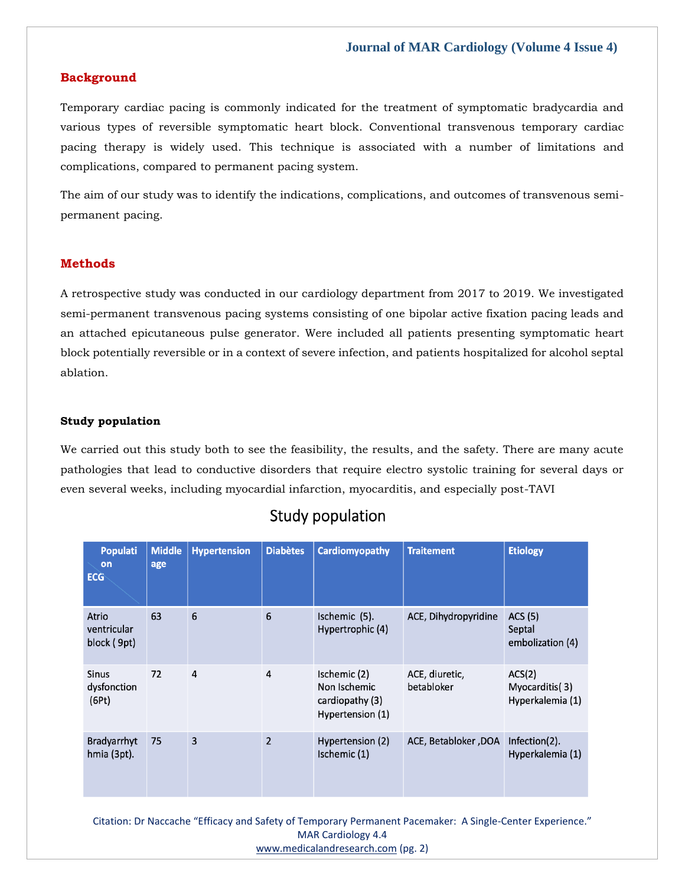## Background

Temporary cardiac pacing is commonly indicated for the treatment of symptomatic bradycardia and various types of reversible symptomatic heart block. Conventional transvenous temporary cardiac pacing therapy is widely used. This technique is associated with a number of limitations and complications, compared to permanent pacing system.

The aim of our study was to identify the indications, complications, and outcomes of transvenous semi-permanent pacing.

## Methods

A retrospective study was conducted in our cardiology department from 2017 to 2019. We investigated semi-permanent transvenous pacing systems consisting of one bipolar active fixation pacing leads and an attached epicutaneous pulse generator. Were included all patients presenting symptomatic heart block potentially reversible or in a context of severe infection, and patients hospitalized for alcohol septal ablation.

### Study population

We carried out this study both to see the feasibility, the results, and the safety. There are many acute pathologies that lead to conductive disorders that require electro systolic training for several days or even several weeks, including myocardial infarction, myocarditis, and especially post-TAVI

**Study population**

| Population / ECG | Middle age | Hypertension | Diabètes | Cardiomyopathy | Traitement | Etiology |
|---|---|---|---|---|---|---|
| Atrio ventricular block ( 9pt) | 63 | 6 | 6 | Ischemic (5). Hypertrophic (4) | ACE, Dihydropyridine | ACS (5) Septal embolization (4) |
| Sinus dysfonction (6Pt) | 72 | 4 | 4 | Ischemic (2) Non Ischemic cardiopathy (3) Hypertension (1) | ACE, diuretic, betabloker | ACS(2) Myocarditis( 3) Hyperkalemia (1) |
| Bradyarrhythmia (3pt). | 75 | 3 | 2 | Hypertension (2) Ischemic (1) | ACE, Betabloker ,DOA | Infection(2). Hyperkalemia (1) |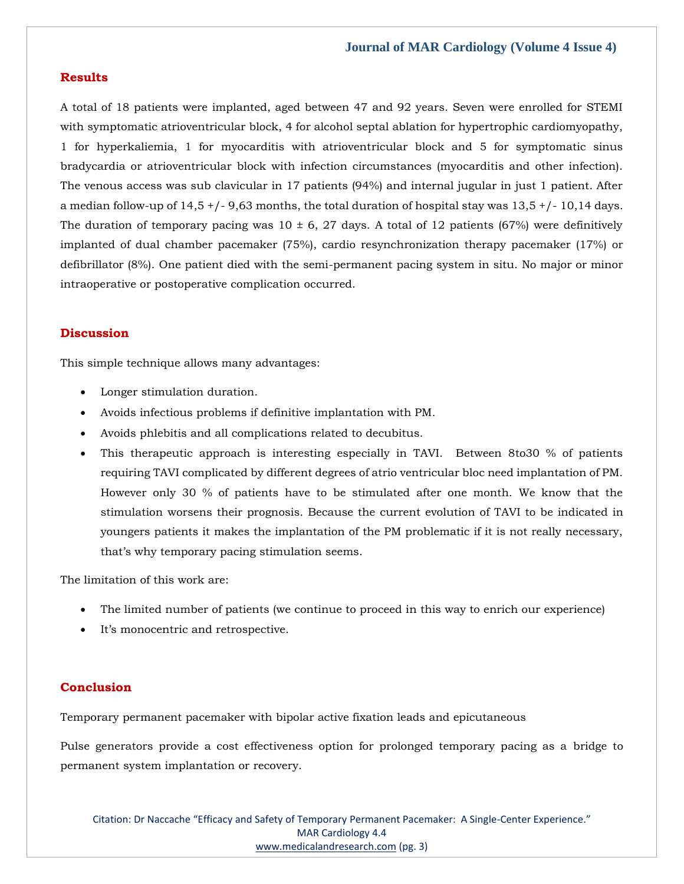## Results

A total of 18 patients were implanted, aged between 47 and 92 years. Seven were enrolled for STEMI with symptomatic atrioventricular block, 4 for alcohol septal ablation for hypertrophic cardiomyopathy, 1 for hyperkaliemia, 1 for myocarditis with atrioventricular block and 5 for symptomatic sinus bradycardia or atrioventricular block with infection circumstances (myocarditis and other infection). The venous access was sub clavicular in 17 patients (94%) and internal jugular in just 1 patient. After a median follow-up of 14,5 +/- 9,63 months, the total duration of hospital stay was 13,5 +/- 10,14 days. The duration of temporary pacing was 10 ± 6, 27 days. A total of 12 patients (67%) were definitively implanted of dual chamber pacemaker (75%), cardio resynchronization therapy pacemaker (17%) or defibrillator (8%). One patient died with the semi-permanent pacing system in situ. No major or minor intraoperative or postoperative complication occurred.

## Discussion

This simple technique allows many advantages:

- Longer stimulation duration.
- Avoids infectious problems if definitive implantation with PM.
- Avoids phlebitis and all complications related to decubitus.
- This therapeutic approach is interesting especially in TAVI. Between 8to30 % of patients requiring TAVI complicated by different degrees of atrio ventricular bloc need implantation of PM. However only 30 % of patients have to be stimulated after one month. We know that the stimulation worsens their prognosis. Because the current evolution of TAVI to be indicated in youngers patients it makes the implantation of the PM problematic if it is not really necessary, that's why temporary pacing stimulation seems.

The limitation of this work are:

- The limited number of patients (we continue to proceed in this way to enrich our experience)
- It's monocentric and retrospective.

## Conclusion

Temporary permanent pacemaker with bipolar active fixation leads and epicutaneous

Pulse generators provide a cost effectiveness option for prolonged temporary pacing as a bridge to permanent system implantation or recovery.